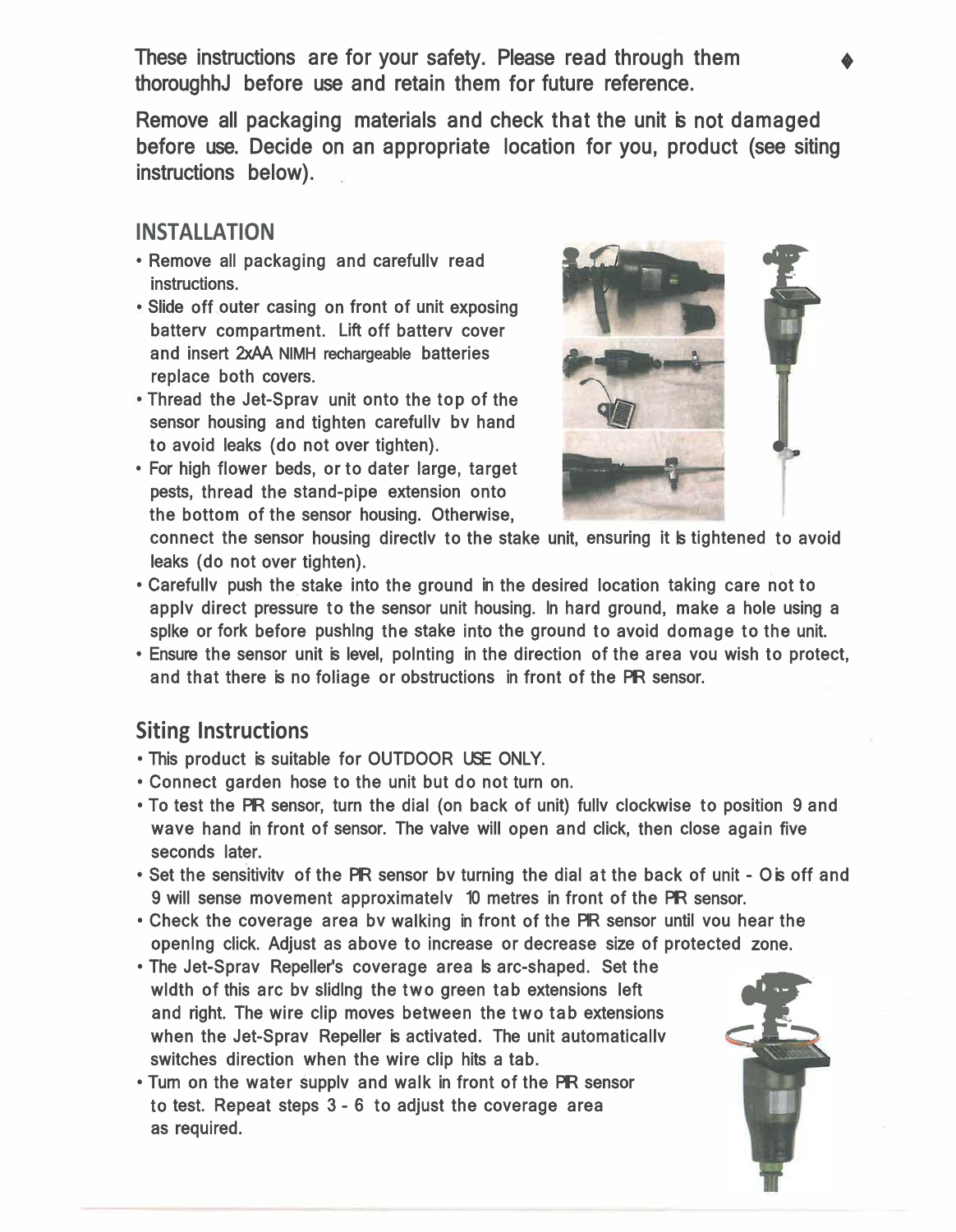These instructions are for your safety. Please read through them thoroughhJ before use and retain them for future reference.

Remove all packaging materials and check that the unit is not damaged before use. Decide on an appropriate location for you, product (see siting instructions below).

## INSTALLATION

- Remove all packaging and carefullv read instructions.
- Slide off outer casing on front of unit exposing batterv compartment. Lift off batterv cover and insert 2xAA NIMH rechargeable batteries replace both covers.
- Thread the Jet-Sprav unit onto the top of the sensor housing and tighten carefullv bv hand to avoid leaks (do not over tighten).
- For high flower beds, or to dater large, target pests, thread the stand-pipe extension onto the bottom of the sensor housing. Otherwise, connect the sensor housing directlv to the stake unit, ensuring it is tightened to avoid leaks (do not over tighten).
- Carefullv push the stake into the ground in the desired location taking care not to applv direct pressure to the sensor unit housing. In hard ground, make a hole using a splke or fork before pushlng the stake into the ground to avoid domage to the unit.
- Ensure the sensor unit is level, polnting in the direction of the area vou wish to protect, and that there is no foliage or obstructions in front of the PIR sensor.

## Siting Instructions

- This product is suitable for OUTDOOR USE ONLY.
- Connect garden hose to the unit but do not turn on.
- To test the PIR sensor, turn the dial (on back of unit) fullv clockwise to position 9 and wave hand in front of sensor. The valve will open and click, then close again five seconds later.
- Set the sensitivitv of the PIR sensor bv turning the dial at the back of unit - O is off and 9 will sense movement approximatelv 10 metres in front of the PIR sensor.
- Check the coverage area bv walking in front of the PIR sensor until vou hear the openlng click. Adjust as above to increase or decrease size of protected zone.
- The Jet-Sprav Repeller's coverage area is arc-shaped. Set the wldth of this arc bv slidlng the two green tab extensions left and right. The wire clip moves between the two tab extensions when the Jet-Sprav Repeller is activated. The unit automaticallv switches direction when the wire clip hits a tab.
- Turn on the water supplv and walk in front of the PIR sensor to test. Repeat steps 3 - 6 to adjust the coverage area as required.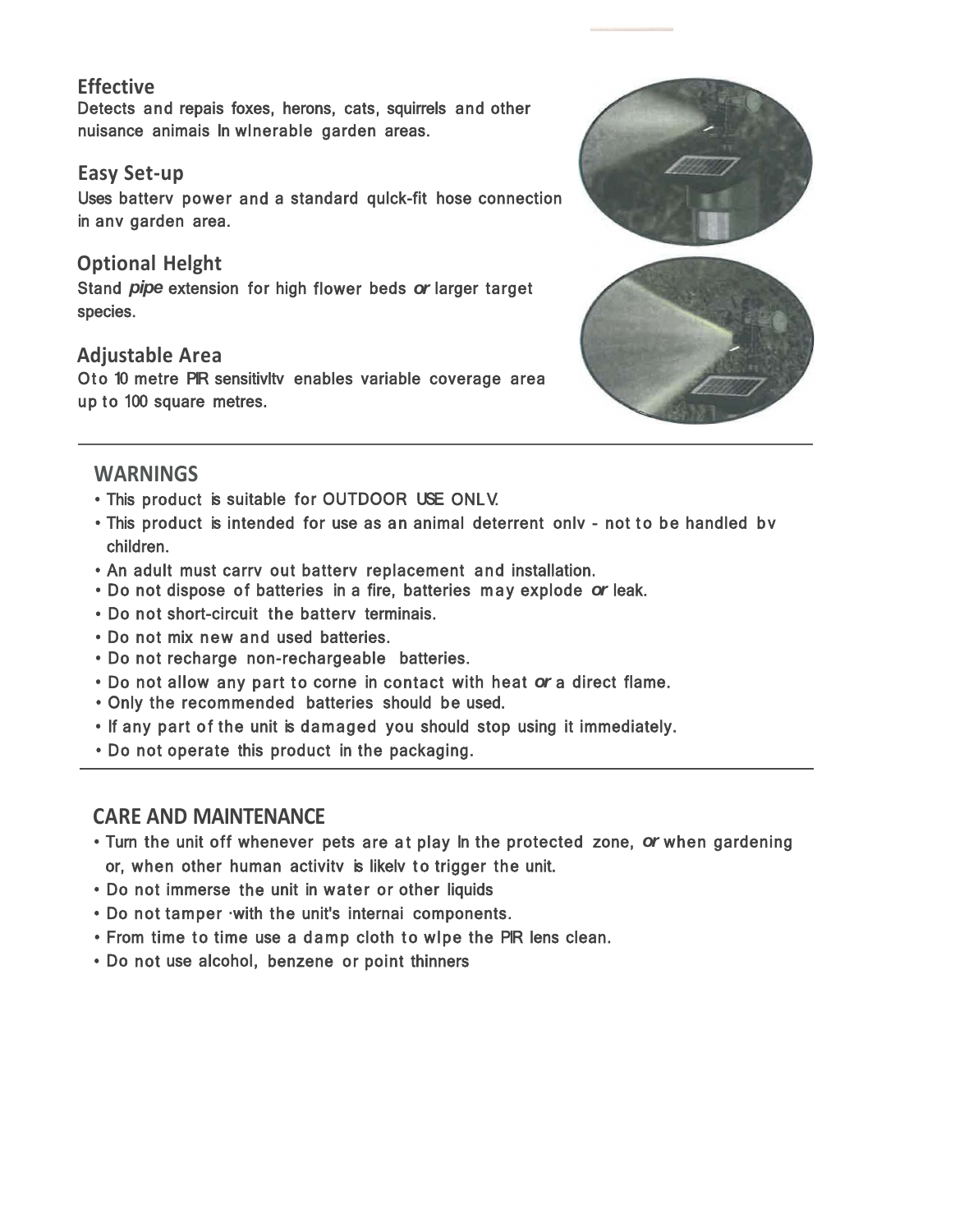## Effective

Detects and repais foxes, herons, cats, squirrels and other nuisance animais In wlnerable garden areas.

## Easy Set-up

Uses batterv power and a standard qulck-fit hose connection in anv garden area.

## Optional Helght

Stand *pipe* extension for high flower beds *or* larger target species.

## Adjustable Area

Oto 10 metre PIR sensitivltv enables variable coverage area up to 100 square metres.

---

## WARNINGS

- This product is suitable for OUTDOOR USE ONLV.
- This product is intended for use as an animal deterrent onlv - not to be handled bv children.
- An adult must carrv out batterv replacement and installation.
- Do not dispose of batteries in a fire, batteries may explode *or* leak.
- Do not short-circuit the batterv terminais.
- Do not mix new and used batteries.
- Do not recharge non-rechargeable batteries.
- Do not allow any part to corne in contact with heat *or* a direct flame.
- Only the recommended batteries should be used.
- If any part of the unit is damaged you should stop using it immediately.
- Do not operate this product in the packaging.

---

## CARE AND MAINTENANCE

- Turn the unit off whenever pets are at play In the protected zone, *or* when gardening or, when other human activitv is likelv to trigger the unit.
- Do not immerse the unit in water or other liquids
- Do not tamper ·with the unit's internai components.
- From time to time use a damp cloth to wlpe the PIR lens clean.
- Do not use alcohol, benzene or point thinners